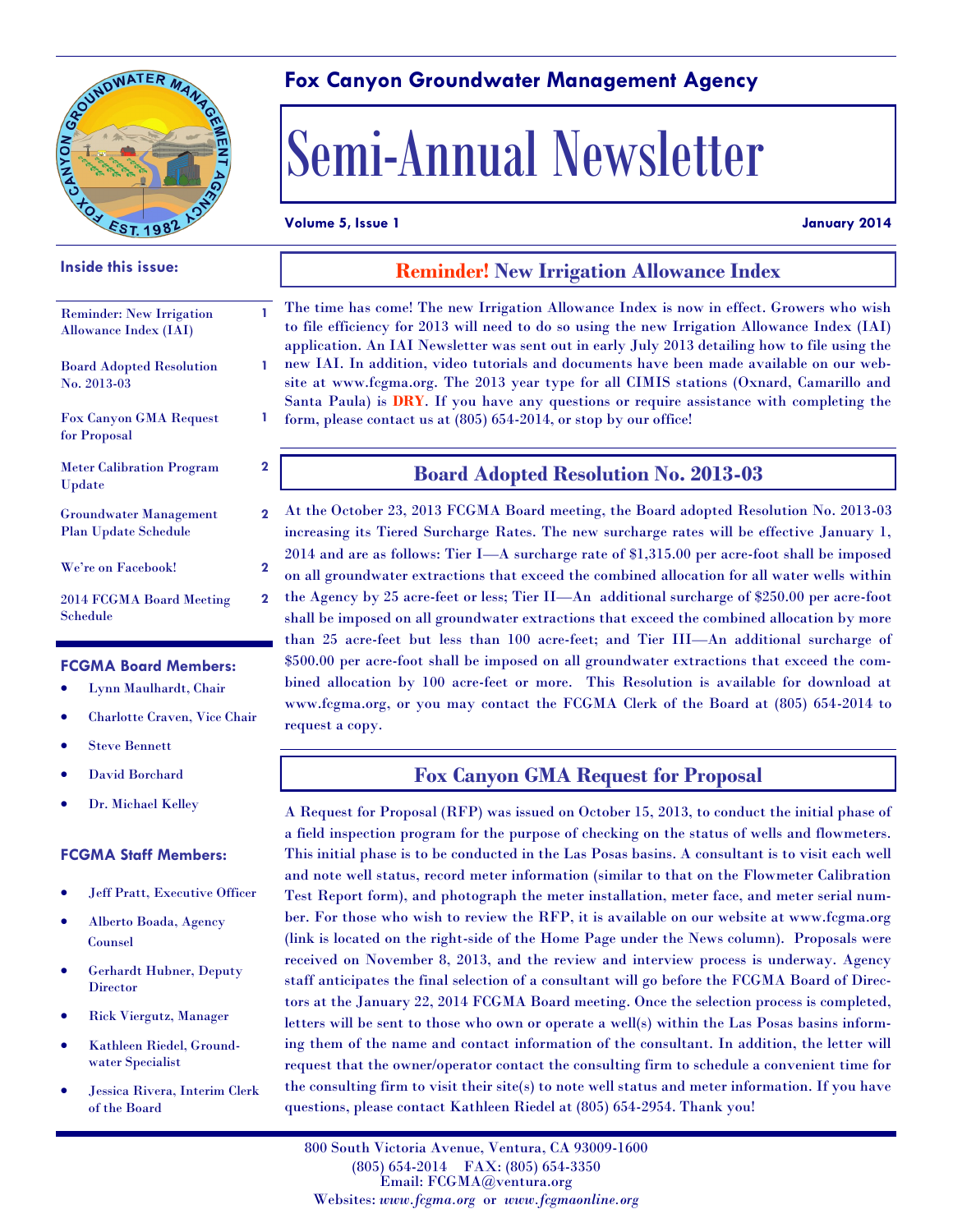## Fox Canyon Groundwater Management Agency

# Semi-Annual Newsletter

**Volume 5, Issue 1** **January 2014**

### Inside this issue:

| | |
|---|---|
| Reminder: New Irrigation Allowance Index (IAI) | 1 |
| Board Adopted Resolution No. 2013-03 | 1 |
| Fox Canyon GMA Request for Proposal | 1 |
| Meter Calibration Program Update | 2 |
| Groundwater Management Plan Update Schedule | 2 |
| We're on Facebook! | 2 |
| 2014 FCGMA Board Meeting Schedule | 2 |

### FCGMA Board Members:

- Lynn Maulhardt, Chair
- Charlotte Craven, Vice Chair
- Steve Bennett
- David Borchard
- Dr. Michael Kelley

### FCGMA Staff Members:

- Jeff Pratt, Executive Officer
- Alberto Boada, Agency Counsel
- Gerhardt Hubner, Deputy Director
- Rick Viergutz, Manager
- Kathleen Riedel, Groundwater Specialist
- Jessica Rivera, Interim Clerk of the Board

## Reminder! New Irrigation Allowance Index

The time has come! The new Irrigation Allowance Index is now in effect. Growers who wish to file efficiency for 2013 will need to do so using the new Irrigation Allowance Index (IAI) application. An IAI Newsletter was sent out in early July 2013 detailing how to file using the new IAI. In addition, video tutorials and documents have been made available on our website at www.fcgma.org. The 2013 year type for all CIMIS stations (Oxnard, Camarillo and Santa Paula) is **DRY**. If you have any questions or require assistance with completing the form, please contact us at (805) 654-2014, or stop by our office!

## Board Adopted Resolution No. 2013-03

At the October 23, 2013 FCGMA Board meeting, the Board adopted Resolution No. 2013-03 increasing its Tiered Surcharge Rates. The new surcharge rates will be effective January 1, 2014 and are as follows: Tier I—A surcharge rate of $1,315.00 per acre-foot shall be imposed on all groundwater extractions that exceed the combined allocation for all water wells within the Agency by 25 acre-feet or less; Tier II—An additional surcharge of $250.00 per acre-foot shall be imposed on all groundwater extractions that exceed the combined allocation by more than 25 acre-feet but less than 100 acre-feet; and Tier III—An additional surcharge of $500.00 per acre-foot shall be imposed on all groundwater extractions that exceed the combined allocation by 100 acre-feet or more. This Resolution is available for download at www.fcgma.org, or you may contact the FCGMA Clerk of the Board at (805) 654-2014 to request a copy.

## Fox Canyon GMA Request for Proposal

A Request for Proposal (RFP) was issued on October 15, 2013, to conduct the initial phase of a field inspection program for the purpose of checking on the status of wells and flowmeters. This initial phase is to be conducted in the Las Posas basins. A consultant is to visit each well and note well status, record meter information (similar to that on the Flowmeter Calibration Test Report form), and photograph the meter installation, meter face, and meter serial number. For those who wish to review the RFP, it is available on our website at www.fcgma.org (link is located on the right-side of the Home Page under the News column). Proposals were received on November 8, 2013, and the review and interview process is underway. Agency staff anticipates the final selection of a consultant will go before the FCGMA Board of Directors at the January 22, 2014 FCGMA Board meeting. Once the selection process is completed, letters will be sent to those who own or operate a well(s) within the Las Posas basins informing them of the name and contact information of the consultant. In addition, the letter will request that the owner/operator contact the consulting firm to schedule a convenient time for the consulting firm to visit their site(s) to note well status and meter information. If you have questions, please contact Kathleen Riedel at (805) 654-2954. Thank you!

800 South Victoria Avenue, Ventura, CA 93009-1600
(805) 654-2014 FAX: (805) 654-3350
Email: FCGMA@ventura.org
Websites: *www.fcgma.org* or *www.fcgmaonline.org*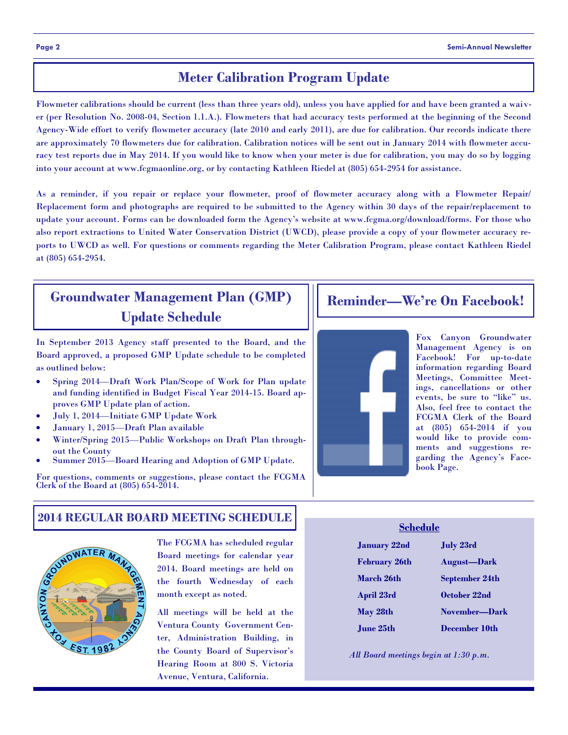## Meter Calibration Program Update

Flowmeter calibrations should be current (less than three years old), unless you have applied for and have been granted a waiver (per Resolution No. 2008-04, Section 1.1.A.). Flowmeters that had accuracy tests performed at the beginning of the Second Agency-Wide effort to verify flowmeter accuracy (late 2010 and early 2011), are due for calibration. Our records indicate there are approximately 70 flowmeters due for calibration. Calibration notices will be sent out in January 2014 with flowmeter accuracy test reports due in May 2014. If you would like to know when your meter is due for calibration, you may do so by logging into your account at www.fcgmaonline.org, or by contacting Kathleen Riedel at (805) 654-2954 for assistance.

As a reminder, if you repair or replace your flowmeter, proof of flowmeter accuracy along with a Flowmeter Repair/Replacement form and photographs are required to be submitted to the Agency within 30 days of the repair/replacement to update your account. Forms can be downloaded form the Agency's website at www.fcgma.org/download/forms. For those who also report extractions to United Water Conservation District (UWCD), please provide a copy of your flowmeter accuracy reports to UWCD as well. For questions or comments regarding the Meter Calibration Program, please contact Kathleen Riedel at (805) 654-2954.

## Groundwater Management Plan (GMP) Update Schedule

In September 2013 Agency staff presented to the Board, and the Board approved, a proposed GMP Update schedule to be completed as outlined below:

- Spring 2014—Draft Work Plan/Scope of Work for Plan update and funding identified in Budget Fiscal Year 2014-15. Board approves GMP Update plan of action.
- July 1, 2014—Initiate GMP Update Work
- January 1, 2015—Draft Plan available
- Winter/Spring 2015—Public Workshops on Draft Plan throughout the County
- Summer 2015—Board Hearing and Adoption of GMP Update.

For questions, comments or suggestions, please contact the FCGMA Clerk of the Board at (805) 654-2014.

## Reminder—We're On Facebook!

Fox Canyon Groundwater Management Agency is on Facebook! For up-to-date information regarding Board Meetings, Committee Meetings, cancellations or other events, be sure to "like" us. Also, feel free to contact the FCGMA Clerk of the Board at (805) 654-2014 if you would like to provide comments and suggestions regarding the Agency's Facebook Page.

## 2014 REGULAR BOARD MEETING SCHEDULE

The FCGMA has scheduled regular Board meetings for calendar year 2014. Board meetings are held on the fourth Wednesday of each month except as noted.

All meetings will be held at the Ventura County Government Center, Administration Building, in the County Board of Supervisor's Hearing Room at 800 S. Victoria Avenue, Ventura, California.

**Schedule**

| | |
|---|---|
| **January 22nd** | **July 23rd** |
| **February 26th** | **August—Dark** |
| **March 26th** | **September 24th** |
| **April 23rd** | **October 22nd** |
| **May 28th** | **November—Dark** |
| **June 25th** | **December 10th** |

*All Board meetings begin at 1:30 p.m.*